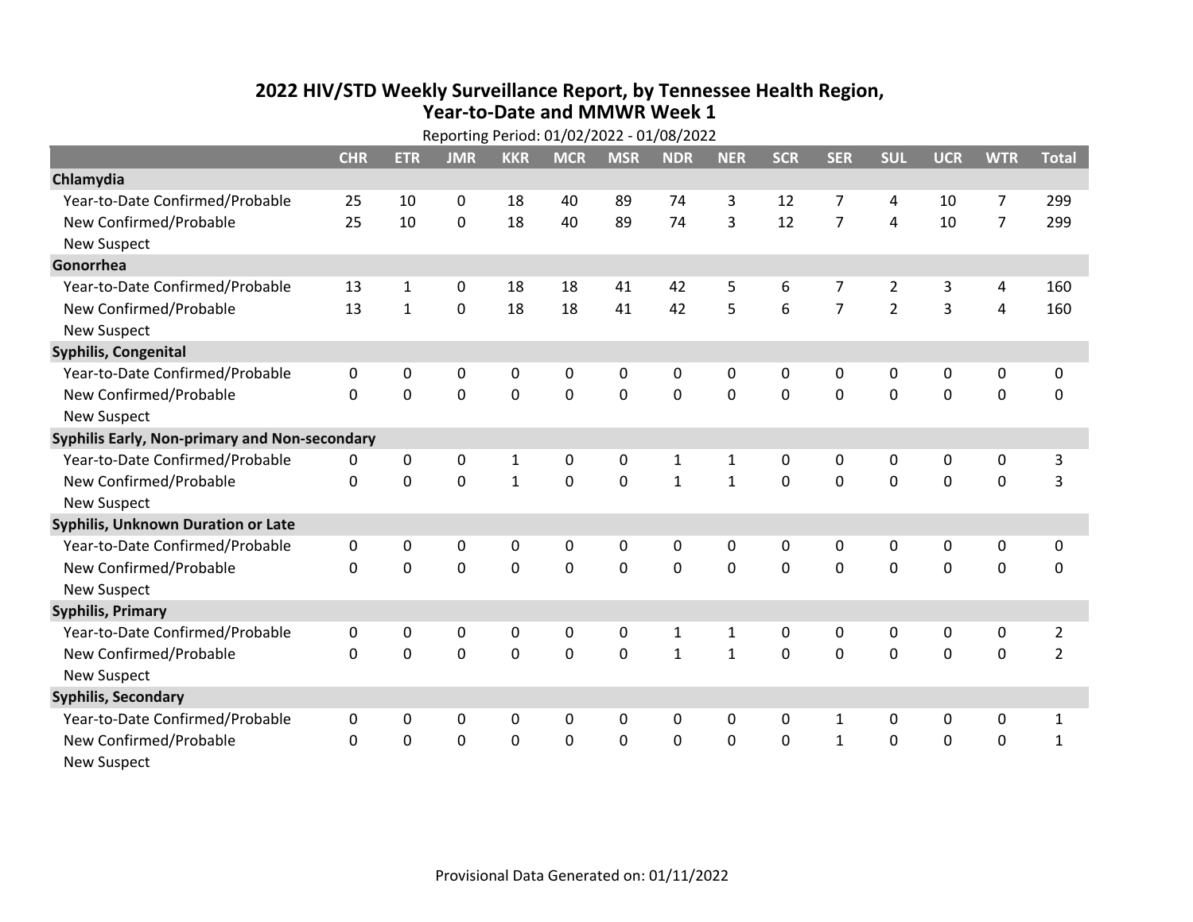# 2022 HIV/STD Weekly Surveillance Report, by Tennessee Health Region, Year-to-Date and MMWR Week 1

Reporting Period: 01/02/2022 - 01/08/2022

| | CHR | ETR | JMR | KKR | MCR | MSR | NDR | NER | SCR | SER | SUL | UCR | WTR | Total |
|---|---|---|---|---|---|---|---|---|---|---|---|---|---|---|
| **Chlamydia** | | | | | | | | | | | | | | |
| Year-to-Date Confirmed/Probable | 25 | 10 | 0 | 18 | 40 | 89 | 74 | 3 | 12 | 7 | 4 | 10 | 7 | 299 |
| New Confirmed/Probable | 25 | 10 | 0 | 18 | 40 | 89 | 74 | 3 | 12 | 7 | 4 | 10 | 7 | 299 |
| New Suspect | | | | | | | | | | | | | | |
| **Gonorrhea** | | | | | | | | | | | | | | |
| Year-to-Date Confirmed/Probable | 13 | 1 | 0 | 18 | 18 | 41 | 42 | 5 | 6 | 7 | 2 | 3 | 4 | 160 |
| New Confirmed/Probable | 13 | 1 | 0 | 18 | 18 | 41 | 42 | 5 | 6 | 7 | 2 | 3 | 4 | 160 |
| New Suspect | | | | | | | | | | | | | | |
| **Syphilis, Congenital** | | | | | | | | | | | | | | |
| Year-to-Date Confirmed/Probable | 0 | 0 | 0 | 0 | 0 | 0 | 0 | 0 | 0 | 0 | 0 | 0 | 0 | 0 |
| New Confirmed/Probable | 0 | 0 | 0 | 0 | 0 | 0 | 0 | 0 | 0 | 0 | 0 | 0 | 0 | 0 |
| New Suspect | | | | | | | | | | | | | | |
| **Syphilis Early, Non-primary and Non-secondary** | | | | | | | | | | | | | | |
| Year-to-Date Confirmed/Probable | 0 | 0 | 0 | 1 | 0 | 0 | 1 | 1 | 0 | 0 | 0 | 0 | 0 | 3 |
| New Confirmed/Probable | 0 | 0 | 0 | 1 | 0 | 0 | 1 | 1 | 0 | 0 | 0 | 0 | 0 | 3 |
| New Suspect | | | | | | | | | | | | | | |
| **Syphilis, Unknown Duration or Late** | | | | | | | | | | | | | | |
| Year-to-Date Confirmed/Probable | 0 | 0 | 0 | 0 | 0 | 0 | 0 | 0 | 0 | 0 | 0 | 0 | 0 | 0 |
| New Confirmed/Probable | 0 | 0 | 0 | 0 | 0 | 0 | 0 | 0 | 0 | 0 | 0 | 0 | 0 | 0 |
| New Suspect | | | | | | | | | | | | | | |
| **Syphilis, Primary** | | | | | | | | | | | | | | |
| Year-to-Date Confirmed/Probable | 0 | 0 | 0 | 0 | 0 | 0 | 1 | 1 | 0 | 0 | 0 | 0 | 0 | 2 |
| New Confirmed/Probable | 0 | 0 | 0 | 0 | 0 | 0 | 1 | 1 | 0 | 0 | 0 | 0 | 0 | 2 |
| New Suspect | | | | | | | | | | | | | | |
| **Syphilis, Secondary** | | | | | | | | | | | | | | |
| Year-to-Date Confirmed/Probable | 0 | 0 | 0 | 0 | 0 | 0 | 0 | 0 | 0 | 1 | 0 | 0 | 0 | 1 |
| New Confirmed/Probable | 0 | 0 | 0 | 0 | 0 | 0 | 0 | 0 | 0 | 1 | 0 | 0 | 0 | 1 |
| New Suspect | | | | | | | | | | | | | | |

Provisional Data Generated on: 01/11/2022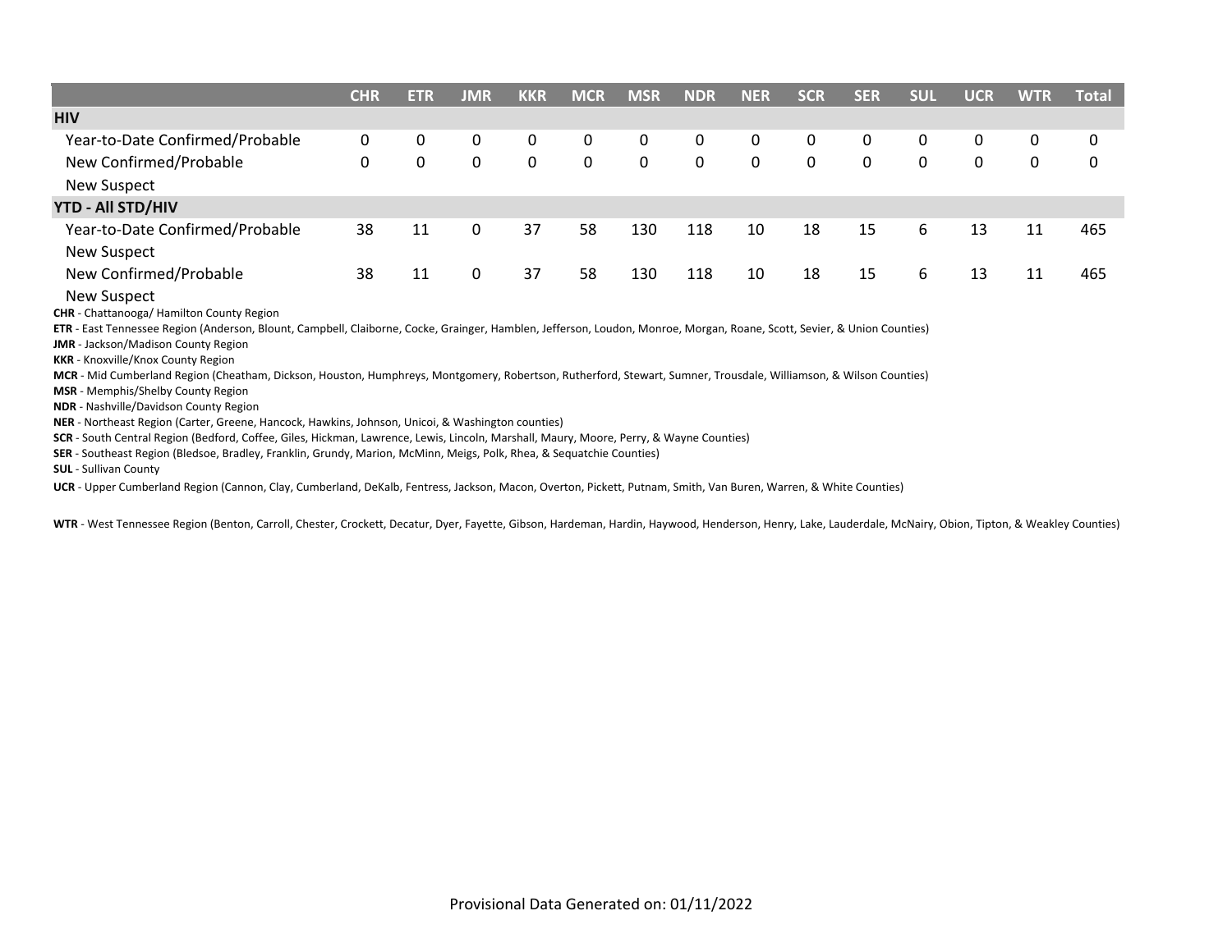| | CHR | ETR | JMR | KKR | MCR | MSR | NDR | NER | SCR | SER | SUL | UCR | WTR | Total |
|---|---|---|---|---|---|---|---|---|---|---|---|---|---|---|
| **HIV** | | | | | | | | | | | | | | |
| Year-to-Date Confirmed/Probable | 0 | 0 | 0 | 0 | 0 | 0 | 0 | 0 | 0 | 0 | 0 | 0 | 0 | 0 |
| New Confirmed/Probable | 0 | 0 | 0 | 0 | 0 | 0 | 0 | 0 | 0 | 0 | 0 | 0 | 0 | 0 |
| New Suspect | | | | | | | | | | | | | | |
| **YTD - All STD/HIV** | | | | | | | | | | | | | | |
| Year-to-Date Confirmed/Probable | 38 | 11 | 0 | 37 | 58 | 130 | 118 | 10 | 18 | 15 | 6 | 13 | 11 | 465 |
| New Suspect | | | | | | | | | | | | | | |
| New Confirmed/Probable | 38 | 11 | 0 | 37 | 58 | 130 | 118 | 10 | 18 | 15 | 6 | 13 | 11 | 465 |
| New Suspect | | | | | | | | | | | | | | |

**CHR** - Chattanooga/ Hamilton County Region

**ETR** - East Tennessee Region (Anderson, Blount, Campbell, Claiborne, Cocke, Grainger, Hamblen, Jefferson, Loudon, Monroe, Morgan, Roane, Scott, Sevier, & Union Counties)

**JMR** - Jackson/Madison County Region

**KKR** - Knoxville/Knox County Region

**MCR** - Mid Cumberland Region (Cheatham, Dickson, Houston, Humphreys, Montgomery, Robertson, Rutherford, Stewart, Sumner, Trousdale, Williamson, & Wilson Counties)

**MSR** - Memphis/Shelby County Region

**NDR** - Nashville/Davidson County Region

**NER** - Northeast Region (Carter, Greene, Hancock, Hawkins, Johnson, Unicoi, & Washington counties)

**SCR** - South Central Region (Bedford, Coffee, Giles, Hickman, Lawrence, Lewis, Lincoln, Marshall, Maury, Moore, Perry, & Wayne Counties)

**SER** - Southeast Region (Bledsoe, Bradley, Franklin, Grundy, Marion, McMinn, Meigs, Polk, Rhea, & Sequatchie Counties)

**SUL** - Sullivan County

**UCR** - Upper Cumberland Region (Cannon, Clay, Cumberland, DeKalb, Fentress, Jackson, Macon, Overton, Pickett, Putnam, Smith, Van Buren, Warren, & White Counties)

**WTR** - West Tennessee Region (Benton, Carroll, Chester, Crockett, Decatur, Dyer, Fayette, Gibson, Hardeman, Hardin, Haywood, Henderson, Henry, Lake, Lauderdale, McNairy, Obion, Tipton, & Weakley Counties)

Provisional Data Generated on: 01/11/2022